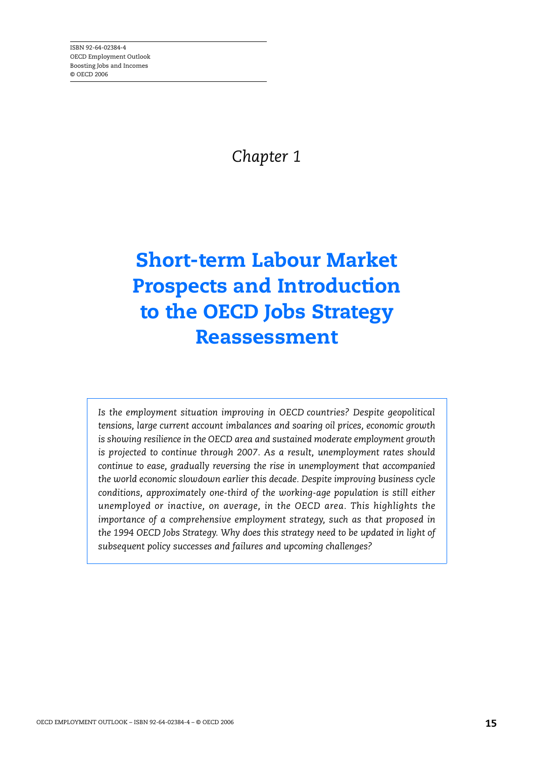ISBN 92-64-02384-4
OECD Employment Outlook
Boosting Jobs and Incomes
© OECD 2006

*Chapter 1*

# Short-term Labour Market Prospects and Introduction to the OECD Jobs Strategy Reassessment

*Is the employment situation improving in OECD countries? Despite geopolitical tensions, large current account imbalances and soaring oil prices, economic growth is showing resilience in the OECD area and sustained moderate employment growth is projected to continue through 2007. As a result, unemployment rates should continue to ease, gradually reversing the rise in unemployment that accompanied the world economic slowdown earlier this decade. Despite improving business cycle conditions, approximately one-third of the working-age population is still either unemployed or inactive, on average, in the OECD area. This highlights the importance of a comprehensive employment strategy, such as that proposed in the 1994 OECD Jobs Strategy. Why does this strategy need to be updated in light of subsequent policy successes and failures and upcoming challenges?*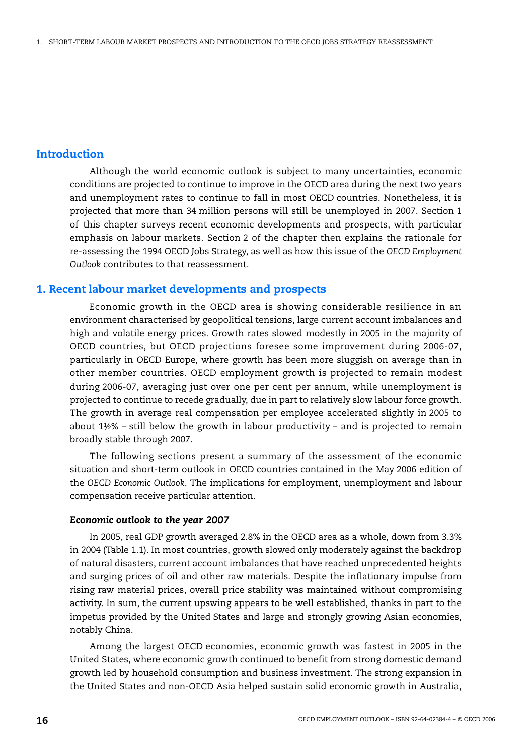## Introduction

Although the world economic outlook is subject to many uncertainties, economic conditions are projected to continue to improve in the OECD area during the next two years and unemployment rates to continue to fall in most OECD countries. Nonetheless, it is projected that more than 34 million persons will still be unemployed in 2007. Section 1 of this chapter surveys recent economic developments and prospects, with particular emphasis on labour markets. Section 2 of the chapter then explains the rationale for re-assessing the 1994 OECD Jobs Strategy, as well as how this issue of the *OECD Employment Outlook* contributes to that reassessment.

## 1. Recent labour market developments and prospects

Economic growth in the OECD area is showing considerable resilience in an environment characterised by geopolitical tensions, large current account imbalances and high and volatile energy prices. Growth rates slowed modestly in 2005 in the majority of OECD countries, but OECD projections foresee some improvement during 2006-07, particularly in OECD Europe, where growth has been more sluggish on average than in other member countries. OECD employment growth is projected to remain modest during 2006-07, averaging just over one per cent per annum, while unemployment is projected to continue to recede gradually, due in part to relatively slow labour force growth. The growth in average real compensation per employee accelerated slightly in 2005 to about 1½% – still below the growth in labour productivity – and is projected to remain broadly stable through 2007.

The following sections present a summary of the assessment of the economic situation and short-term outlook in OECD countries contained in the May 2006 edition of the *OECD Economic Outlook*. The implications for employment, unemployment and labour compensation receive particular attention.

### *Economic outlook to the year 2007*

In 2005, real GDP growth averaged 2.8% in the OECD area as a whole, down from 3.3% in 2004 (Table 1.1). In most countries, growth slowed only moderately against the backdrop of natural disasters, current account imbalances that have reached unprecedented heights and surging prices of oil and other raw materials. Despite the inflationary impulse from rising raw material prices, overall price stability was maintained without compromising activity. In sum, the current upswing appears to be well established, thanks in part to the impetus provided by the United States and large and strongly growing Asian economies, notably China.

Among the largest OECD economies, economic growth was fastest in 2005 in the United States, where economic growth continued to benefit from strong domestic demand growth led by household consumption and business investment. The strong expansion in the United States and non-OECD Asia helped sustain solid economic growth in Australia,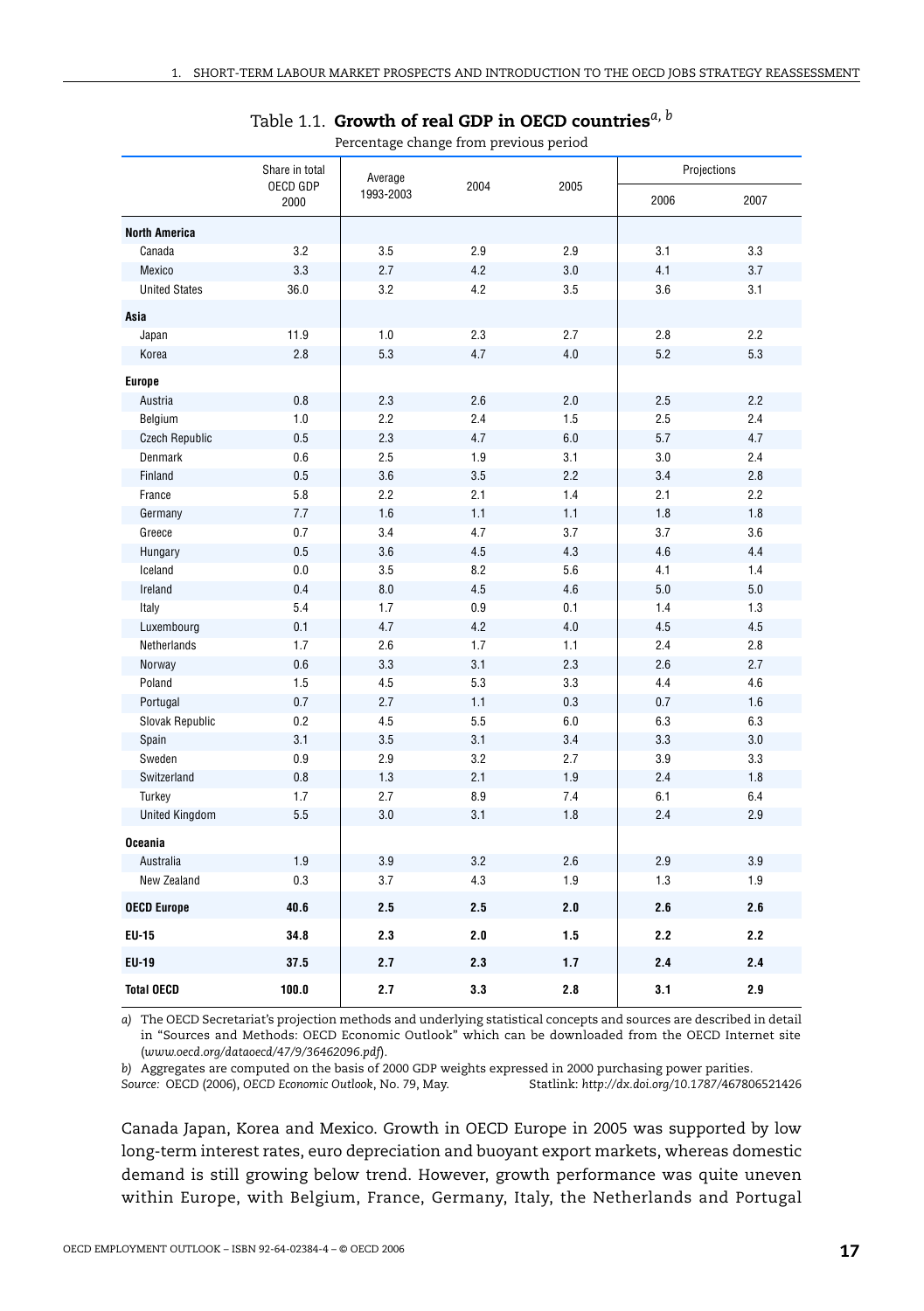Table 1.1. **Growth of real GDP in OECD countries**[a, b]

Percentage change from previous period

| | Share in total OECD GDP 2000 | Average 1993-2003 | 2004 | 2005 | Projections | |
|---|---|---|---|---|---|---|
| | | | | | 2006 | 2007 |
| **North America** | | | | | | |
| Canada | 3.2 | 3.5 | 2.9 | 2.9 | 3.1 | 3.3 |
| Mexico | 3.3 | 2.7 | 4.2 | 3.0 | 4.1 | 3.7 |
| United States | 36.0 | 3.2 | 4.2 | 3.5 | 3.6 | 3.1 |
| **Asia** | | | | | | |
| Japan | 11.9 | 1.0 | 2.3 | 2.7 | 2.8 | 2.2 |
| Korea | 2.8 | 5.3 | 4.7 | 4.0 | 5.2 | 5.3 |
| **Europe** | | | | | | |
| Austria | 0.8 | 2.3 | 2.6 | 2.0 | 2.5 | 2.2 |
| Belgium | 1.0 | 2.2 | 2.4 | 1.5 | 2.5 | 2.4 |
| Czech Republic | 0.5 | 2.3 | 4.7 | 6.0 | 5.7 | 4.7 |
| Denmark | 0.6 | 2.5 | 1.9 | 3.1 | 3.0 | 2.4 |
| Finland | 0.5 | 3.6 | 3.5 | 2.2 | 3.4 | 2.8 |
| France | 5.8 | 2.2 | 2.1 | 1.4 | 2.1 | 2.2 |
| Germany | 7.7 | 1.6 | 1.1 | 1.1 | 1.8 | 1.8 |
| Greece | 0.7 | 3.4 | 4.7 | 3.7 | 3.7 | 3.6 |
| Hungary | 0.5 | 3.6 | 4.5 | 4.3 | 4.6 | 4.4 |
| Iceland | 0.0 | 3.5 | 8.2 | 5.6 | 4.1 | 1.4 |
| Ireland | 0.4 | 8.0 | 4.5 | 4.6 | 5.0 | 5.0 |
| Italy | 5.4 | 1.7 | 0.9 | 0.1 | 1.4 | 1.3 |
| Luxembourg | 0.1 | 4.7 | 4.2 | 4.0 | 4.5 | 4.5 |
| Netherlands | 1.7 | 2.6 | 1.7 | 1.1 | 2.4 | 2.8 |
| Norway | 0.6 | 3.3 | 3.1 | 2.3 | 2.6 | 2.7 |
| Poland | 1.5 | 4.5 | 5.3 | 3.3 | 4.4 | 4.6 |
| Portugal | 0.7 | 2.7 | 1.1 | 0.3 | 0.7 | 1.6 |
| Slovak Republic | 0.2 | 4.5 | 5.5 | 6.0 | 6.3 | 6.3 |
| Spain | 3.1 | 3.5 | 3.1 | 3.4 | 3.3 | 3.0 |
| Sweden | 0.9 | 2.9 | 3.2 | 2.7 | 3.9 | 3.3 |
| Switzerland | 0.8 | 1.3 | 2.1 | 1.9 | 2.4 | 1.8 |
| Turkey | 1.7 | 2.7 | 8.9 | 7.4 | 6.1 | 6.4 |
| United Kingdom | 5.5 | 3.0 | 3.1 | 1.8 | 2.4 | 2.9 |
| **Oceania** | | | | | | |
| Australia | 1.9 | 3.9 | 3.2 | 2.6 | 2.9 | 3.9 |
| New Zealand | 0.3 | 3.7 | 4.3 | 1.9 | 1.3 | 1.9 |
| **OECD Europe** | **40.6** | **2.5** | **2.5** | **2.0** | **2.6** | **2.6** |
| **EU-15** | **34.8** | **2.3** | **2.0** | **1.5** | **2.2** | **2.2** |
| **EU-19** | **37.5** | **2.7** | **2.3** | **1.7** | **2.4** | **2.4** |
| **Total OECD** | **100.0** | **2.7** | **3.3** | **2.8** | **3.1** | **2.9** |

*a)* The OECD Secretariat's projection methods and underlying statistical concepts and sources are described in detail in "Sources and Methods: OECD Economic Outlook" which can be downloaded from the OECD Internet site (*www.oecd.org/dataoecd/47/9/36462096.pdf*).

*b)* Aggregates are computed on the basis of 2000 GDP weights expressed in 2000 purchasing power parities.

*Source:* OECD (2006), *OECD Economic Outlook*, No. 79, May. Statlink: *http://dx.doi.org/10.1787/467806521426*

Canada Japan, Korea and Mexico. Growth in OECD Europe in 2005 was supported by low long-term interest rates, euro depreciation and buoyant export markets, whereas domestic demand is still growing below trend. However, growth performance was quite uneven within Europe, with Belgium, France, Germany, Italy, the Netherlands and Portugal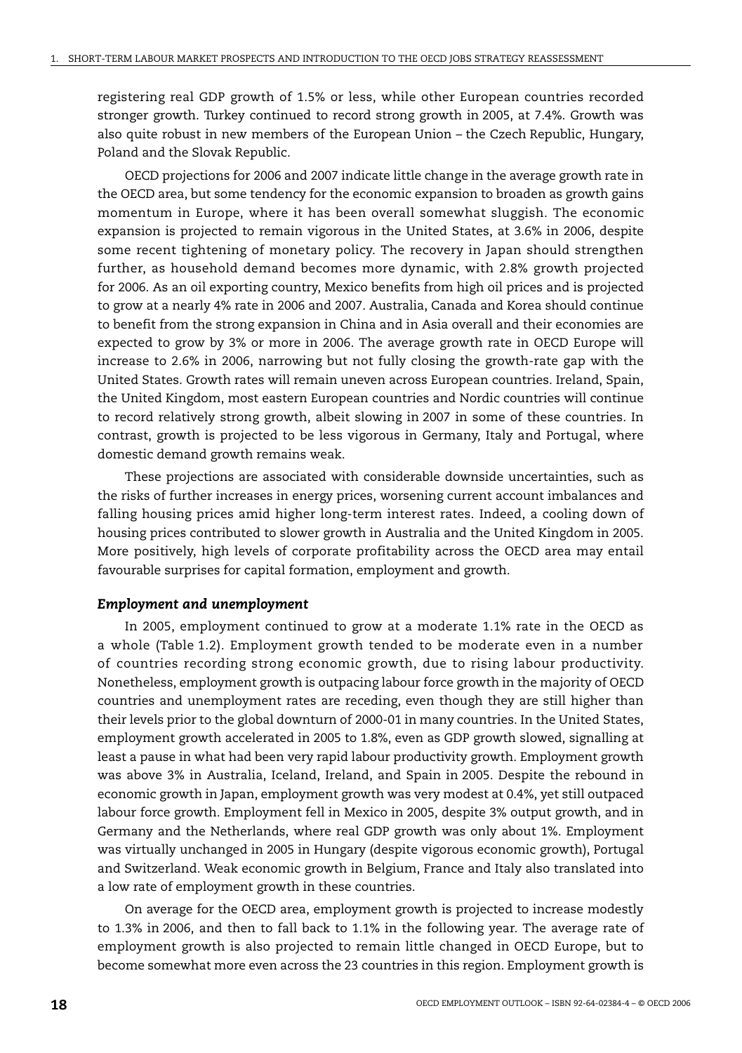registering real GDP growth of 1.5% or less, while other European countries recorded stronger growth. Turkey continued to record strong growth in 2005, at 7.4%. Growth was also quite robust in new members of the European Union – the Czech Republic, Hungary, Poland and the Slovak Republic.

OECD projections for 2006 and 2007 indicate little change in the average growth rate in the OECD area, but some tendency for the economic expansion to broaden as growth gains momentum in Europe, where it has been overall somewhat sluggish. The economic expansion is projected to remain vigorous in the United States, at 3.6% in 2006, despite some recent tightening of monetary policy. The recovery in Japan should strengthen further, as household demand becomes more dynamic, with 2.8% growth projected for 2006. As an oil exporting country, Mexico benefits from high oil prices and is projected to grow at a nearly 4% rate in 2006 and 2007. Australia, Canada and Korea should continue to benefit from the strong expansion in China and in Asia overall and their economies are expected to grow by 3% or more in 2006. The average growth rate in OECD Europe will increase to 2.6% in 2006, narrowing but not fully closing the growth-rate gap with the United States. Growth rates will remain uneven across European countries. Ireland, Spain, the United Kingdom, most eastern European countries and Nordic countries will continue to record relatively strong growth, albeit slowing in 2007 in some of these countries. In contrast, growth is projected to be less vigorous in Germany, Italy and Portugal, where domestic demand growth remains weak.

These projections are associated with considerable downside uncertainties, such as the risks of further increases in energy prices, worsening current account imbalances and falling housing prices amid higher long-term interest rates. Indeed, a cooling down of housing prices contributed to slower growth in Australia and the United Kingdom in 2005. More positively, high levels of corporate profitability across the OECD area may entail favourable surprises for capital formation, employment and growth.

### *Employment and unemployment*

In 2005, employment continued to grow at a moderate 1.1% rate in the OECD as a whole (Table 1.2). Employment growth tended to be moderate even in a number of countries recording strong economic growth, due to rising labour productivity. Nonetheless, employment growth is outpacing labour force growth in the majority of OECD countries and unemployment rates are receding, even though they are still higher than their levels prior to the global downturn of 2000-01 in many countries. In the United States, employment growth accelerated in 2005 to 1.8%, even as GDP growth slowed, signalling at least a pause in what had been very rapid labour productivity growth. Employment growth was above 3% in Australia, Iceland, Ireland, and Spain in 2005. Despite the rebound in economic growth in Japan, employment growth was very modest at 0.4%, yet still outpaced labour force growth. Employment fell in Mexico in 2005, despite 3% output growth, and in Germany and the Netherlands, where real GDP growth was only about 1%. Employment was virtually unchanged in 2005 in Hungary (despite vigorous economic growth), Portugal and Switzerland. Weak economic growth in Belgium, France and Italy also translated into a low rate of employment growth in these countries.

On average for the OECD area, employment growth is projected to increase modestly to 1.3% in 2006, and then to fall back to 1.1% in the following year. The average rate of employment growth is also projected to remain little changed in OECD Europe, but to become somewhat more even across the 23 countries in this region. Employment growth is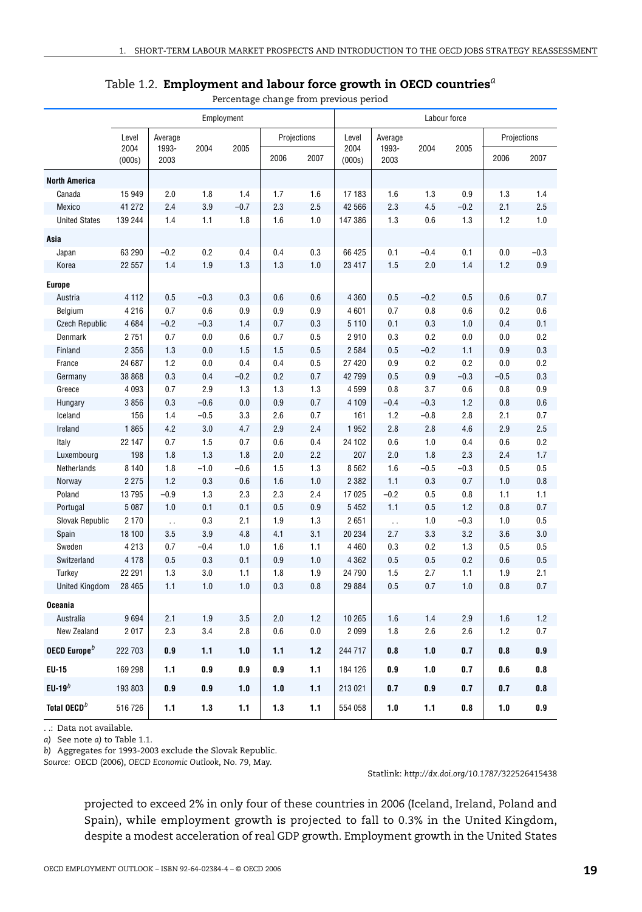Table 1.2. **Employment and labour force growth in OECD countries**[a]

Percentage change from previous period

| | Employment | | | | | | Labour force | | | | | |
|---|---|---|---|---|---|---|---|---|---|---|---|---|
| | Level 2004 (000s) | Average 1993-2003 | 2004 | 2005 | Projections 2006 | Projections 2007 | Level 2004 (000s) | Average 1993-2003 | 2004 | 2005 | Projections 2006 | Projections 2007 |
| **North America** | | | | | | | | | | | | |
| Canada | 15 949 | 2.0 | 1.8 | 1.4 | 1.7 | 1.6 | 17 183 | 1.6 | 1.3 | 0.9 | 1.3 | 1.4 |
| Mexico | 41 272 | 2.4 | 3.9 | –0.7 | 2.3 | 2.5 | 42 566 | 2.3 | 4.5 | –0.2 | 2.1 | 2.5 |
| United States | 139 244 | 1.4 | 1.1 | 1.8 | 1.6 | 1.0 | 147 386 | 1.3 | 0.6 | 1.3 | 1.2 | 1.0 |
| **Asia** | | | | | | | | | | | | |
| Japan | 63 290 | –0.2 | 0.2 | 0.4 | 0.4 | 0.3 | 66 425 | 0.1 | –0.4 | 0.1 | 0.0 | –0.3 |
| Korea | 22 557 | 1.4 | 1.9 | 1.3 | 1.3 | 1.0 | 23 417 | 1.5 | 2.0 | 1.4 | 1.2 | 0.9 |
| **Europe** | | | | | | | | | | | | |
| Austria | 4 112 | 0.5 | –0.3 | 0.3 | 0.6 | 0.6 | 4 360 | 0.5 | –0.2 | 0.5 | 0.6 | 0.7 |
| Belgium | 4 216 | 0.7 | 0.6 | 0.9 | 0.9 | 0.9 | 4 601 | 0.7 | 0.8 | 0.6 | 0.2 | 0.6 |
| Czech Republic | 4 684 | –0.2 | –0.3 | 1.4 | 0.7 | 0.3 | 5 110 | 0.1 | 0.3 | 1.0 | 0.4 | 0.1 |
| Denmark | 2 751 | 0.7 | 0.0 | 0.6 | 0.7 | 0.5 | 2 910 | 0.3 | 0.2 | 0.0 | 0.0 | 0.2 |
| Finland | 2 356 | 1.3 | 0.0 | 1.5 | 1.5 | 0.5 | 2 584 | 0.5 | –0.2 | 1.1 | 0.9 | 0.3 |
| France | 24 687 | 1.2 | 0.0 | 0.4 | 0.4 | 0.5 | 27 420 | 0.9 | 0.2 | 0.2 | 0.0 | 0.2 |
| Germany | 38 868 | 0.3 | 0.4 | –0.2 | 0.2 | 0.7 | 42 799 | 0.5 | 0.9 | –0.3 | –0.5 | 0.3 |
| Greece | 4 093 | 0.7 | 2.9 | 1.3 | 1.3 | 1.3 | 4 599 | 0.8 | 3.7 | 0.6 | 0.8 | 0.9 |
| Hungary | 3 856 | 0.3 | –0.6 | 0.0 | 0.9 | 0.7 | 4 109 | –0.4 | –0.3 | 1.2 | 0.8 | 0.6 |
| Iceland | 156 | 1.4 | –0.5 | 3.3 | 2.6 | 0.7 | 161 | 1.2 | –0.8 | 2.8 | 2.1 | 0.7 |
| Ireland | 1 865 | 4.2 | 3.0 | 4.7 | 2.9 | 2.4 | 1 952 | 2.8 | 2.8 | 4.6 | 2.9 | 2.5 |
| Italy | 22 147 | 0.7 | 1.5 | 0.7 | 0.6 | 0.4 | 24 102 | 0.6 | 1.0 | 0.4 | 0.6 | 0.2 |
| Luxembourg | 198 | 1.8 | 1.3 | 1.8 | 2.0 | 2.2 | 207 | 2.0 | 1.8 | 2.3 | 2.4 | 1.7 |
| Netherlands | 8 140 | 1.8 | –1.0 | –0.6 | 1.5 | 1.3 | 8 562 | 1.6 | –0.5 | –0.3 | 0.5 | 0.5 |
| Norway | 2 275 | 1.2 | 0.3 | 0.6 | 1.6 | 1.0 | 2 382 | 1.1 | 0.3 | 0.7 | 1.0 | 0.8 |
| Poland | 13 795 | –0.9 | 1.3 | 2.3 | 2.3 | 2.4 | 17 025 | –0.2 | 0.5 | 0.8 | 1.1 | 1.1 |
| Portugal | 5 087 | 1.0 | 0.1 | 0.1 | 0.5 | 0.9 | 5 452 | 1.1 | 0.5 | 1.2 | 0.8 | 0.7 |
| Slovak Republic | 2 170 | . . | 0.3 | 2.1 | 1.9 | 1.3 | 2 651 | . . | 1.0 | –0.3 | 1.0 | 0.5 |
| Spain | 18 100 | 3.5 | 3.9 | 4.8 | 4.1 | 3.1 | 20 234 | 2.7 | 3.3 | 3.2 | 3.6 | 3.0 |
| Sweden | 4 213 | 0.7 | –0.4 | 1.0 | 1.6 | 1.1 | 4 460 | 0.3 | 0.2 | 1.3 | 0.5 | 0.5 |
| Switzerland | 4 178 | 0.5 | 0.3 | 0.1 | 0.9 | 1.0 | 4 362 | 0.5 | 0.5 | 0.2 | 0.6 | 0.5 |
| Turkey | 22 291 | 1.3 | 3.0 | 1.1 | 1.8 | 1.9 | 24 790 | 1.5 | 2.7 | 1.1 | 1.9 | 2.1 |
| United Kingdom | 28 465 | 1.1 | 1.0 | 1.0 | 0.3 | 0.8 | 29 884 | 0.5 | 0.7 | 1.0 | 0.8 | 0.7 |
| **Oceania** | | | | | | | | | | | | |
| Australia | 9 694 | 2.1 | 1.9 | 3.5 | 2.0 | 1.2 | 10 265 | 1.6 | 1.4 | 2.9 | 1.6 | 1.2 |
| New Zealand | 2 017 | 2.3 | 3.4 | 2.8 | 0.6 | 0.0 | 2 099 | 1.8 | 2.6 | 2.6 | 1.2 | 0.7 |
| **OECD Europe**[b] | 222 703 | **0.9** | **1.1** | **1.0** | **1.1** | **1.2** | 244 717 | **0.8** | **1.0** | **0.7** | **0.8** | **0.9** |
| **EU-15** | 169 298 | **1.1** | **0.9** | **0.9** | **0.9** | **1.1** | 184 126 | **0.9** | **1.0** | **0.7** | **0.6** | **0.8** |
| **EU-19**[b] | 193 803 | **0.9** | **0.9** | **1.0** | **1.0** | **1.1** | 213 021 | **0.7** | **0.9** | **0.7** | **0.7** | **0.8** |
| **Total OECD**[b] | 516 726 | **1.1** | **1.3** | **1.1** | **1.3** | **1.1** | 554 058 | **1.0** | **1.1** | **0.8** | **1.0** | **0.9** |

. .: Data not available.

*a)* See note *a)* to Table 1.1.

*b)* Aggregates for 1993-2003 exclude the Slovak Republic.

*Source:* OECD (2006), *OECD Economic Outlook*, No. 79, May.

Statlink: *http://dx.doi.org/10.1787/322526415438*

projected to exceed 2% in only four of these countries in 2006 (Iceland, Ireland, Poland and Spain), while employment growth is projected to fall to 0.3% in the United Kingdom, despite a modest acceleration of real GDP growth. Employment growth in the United States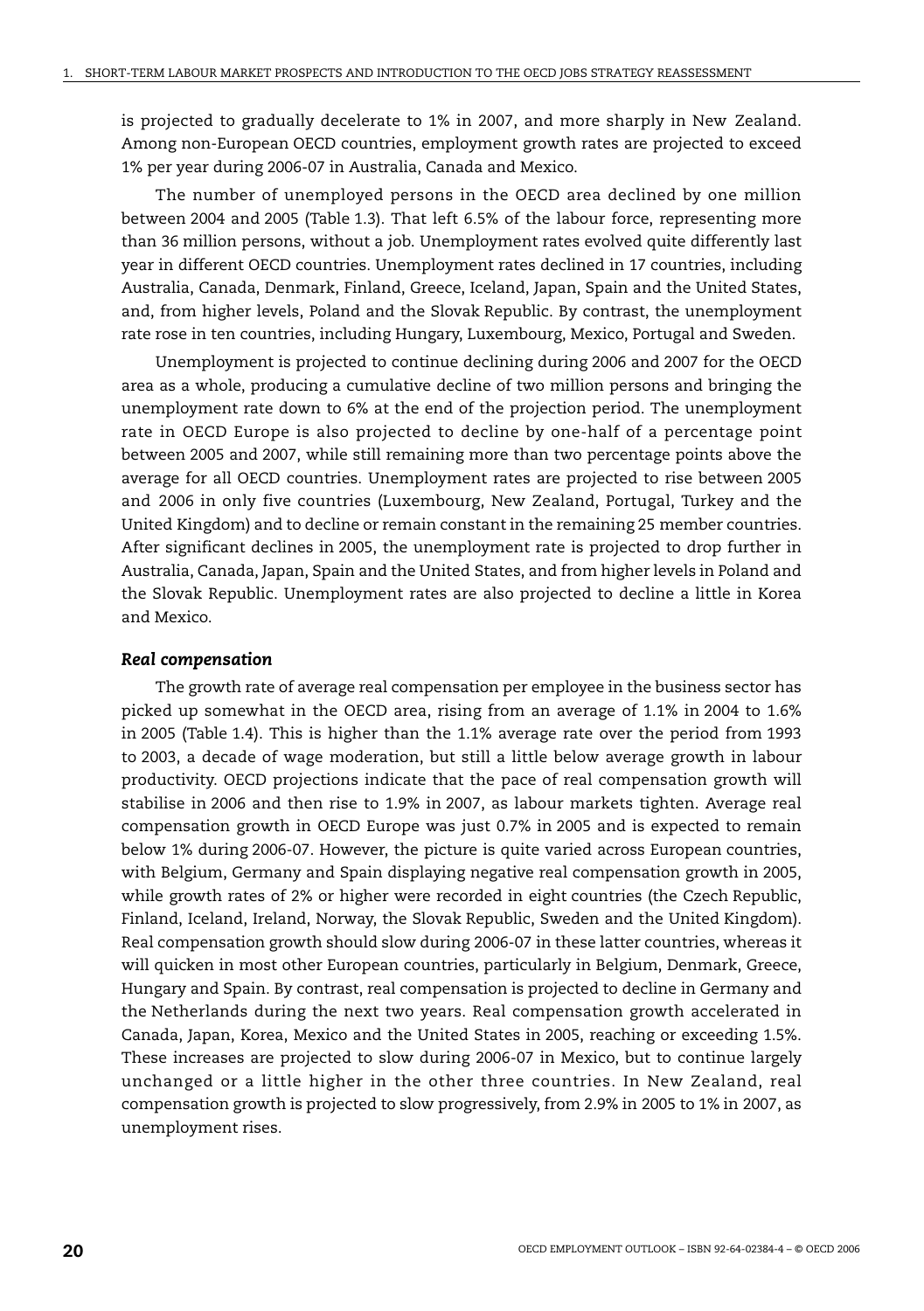is projected to gradually decelerate to 1% in 2007, and more sharply in New Zealand. Among non-European OECD countries, employment growth rates are projected to exceed 1% per year during 2006-07 in Australia, Canada and Mexico.

The number of unemployed persons in the OECD area declined by one million between 2004 and 2005 (Table 1.3). That left 6.5% of the labour force, representing more than 36 million persons, without a job. Unemployment rates evolved quite differently last year in different OECD countries. Unemployment rates declined in 17 countries, including Australia, Canada, Denmark, Finland, Greece, Iceland, Japan, Spain and the United States, and, from higher levels, Poland and the Slovak Republic. By contrast, the unemployment rate rose in ten countries, including Hungary, Luxembourg, Mexico, Portugal and Sweden.

Unemployment is projected to continue declining during 2006 and 2007 for the OECD area as a whole, producing a cumulative decline of two million persons and bringing the unemployment rate down to 6% at the end of the projection period. The unemployment rate in OECD Europe is also projected to decline by one-half of a percentage point between 2005 and 2007, while still remaining more than two percentage points above the average for all OECD countries. Unemployment rates are projected to rise between 2005 and 2006 in only five countries (Luxembourg, New Zealand, Portugal, Turkey and the United Kingdom) and to decline or remain constant in the remaining 25 member countries. After significant declines in 2005, the unemployment rate is projected to drop further in Australia, Canada, Japan, Spain and the United States, and from higher levels in Poland and the Slovak Republic. Unemployment rates are also projected to decline a little in Korea and Mexico.

### *Real compensation*

The growth rate of average real compensation per employee in the business sector has picked up somewhat in the OECD area, rising from an average of 1.1% in 2004 to 1.6% in 2005 (Table 1.4). This is higher than the 1.1% average rate over the period from 1993 to 2003, a decade of wage moderation, but still a little below average growth in labour productivity. OECD projections indicate that the pace of real compensation growth will stabilise in 2006 and then rise to 1.9% in 2007, as labour markets tighten. Average real compensation growth in OECD Europe was just 0.7% in 2005 and is expected to remain below 1% during 2006-07. However, the picture is quite varied across European countries, with Belgium, Germany and Spain displaying negative real compensation growth in 2005, while growth rates of 2% or higher were recorded in eight countries (the Czech Republic, Finland, Iceland, Ireland, Norway, the Slovak Republic, Sweden and the United Kingdom). Real compensation growth should slow during 2006-07 in these latter countries, whereas it will quicken in most other European countries, particularly in Belgium, Denmark, Greece, Hungary and Spain. By contrast, real compensation is projected to decline in Germany and the Netherlands during the next two years. Real compensation growth accelerated in Canada, Japan, Korea, Mexico and the United States in 2005, reaching or exceeding 1.5%. These increases are projected to slow during 2006-07 in Mexico, but to continue largely unchanged or a little higher in the other three countries. In New Zealand, real compensation growth is projected to slow progressively, from 2.9% in 2005 to 1% in 2007, as unemployment rises.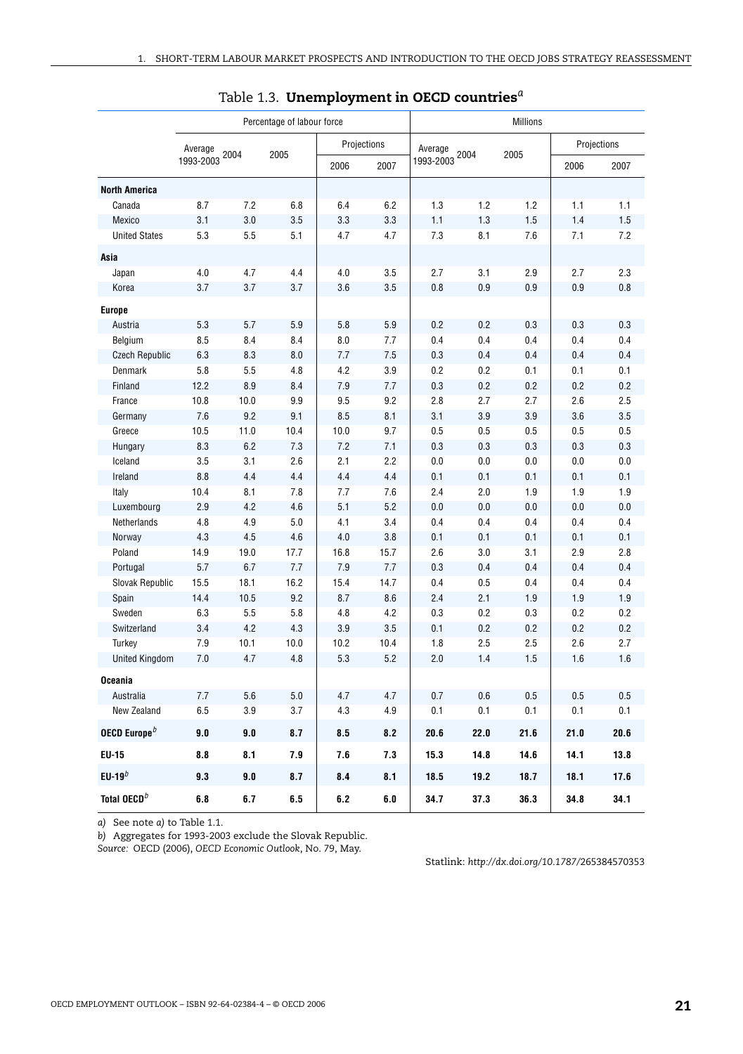# Table 1.3. **Unemployment in OECD countries**[a]

| | Percentage of labour force | | | | | Millions | | | | |
|---|---|---|---|---|---|---|---|---|---|---|
| | Average 1993-2003 | 2004 | 2005 | Projections | | Average 1993-2003 | 2004 | 2005 | Projections | |
| | | | | 2006 | 2007 | | | | 2006 | 2007 |
| **North America** | | | | | | | | | | |
| Canada | 8.7 | 7.2 | 6.8 | 6.4 | 6.2 | 1.3 | 1.2 | 1.2 | 1.1 | 1.1 |
| Mexico | 3.1 | 3.0 | 3.5 | 3.3 | 3.3 | 1.1 | 1.3 | 1.5 | 1.4 | 1.5 |
| United States | 5.3 | 5.5 | 5.1 | 4.7 | 4.7 | 7.3 | 8.1 | 7.6 | 7.1 | 7.2 |
| **Asia** | | | | | | | | | | |
| Japan | 4.0 | 4.7 | 4.4 | 4.0 | 3.5 | 2.7 | 3.1 | 2.9 | 2.7 | 2.3 |
| Korea | 3.7 | 3.7 | 3.7 | 3.6 | 3.5 | 0.8 | 0.9 | 0.9 | 0.9 | 0.8 |
| **Europe** | | | | | | | | | | |
| Austria | 5.3 | 5.7 | 5.9 | 5.8 | 5.9 | 0.2 | 0.2 | 0.3 | 0.3 | 0.3 |
| Belgium | 8.5 | 8.4 | 8.4 | 8.0 | 7.7 | 0.4 | 0.4 | 0.4 | 0.4 | 0.4 |
| Czech Republic | 6.3 | 8.3 | 8.0 | 7.7 | 7.5 | 0.3 | 0.4 | 0.4 | 0.4 | 0.4 |
| Denmark | 5.8 | 5.5 | 4.8 | 4.2 | 3.9 | 0.2 | 0.2 | 0.1 | 0.1 | 0.1 |
| Finland | 12.2 | 8.9 | 8.4 | 7.9 | 7.7 | 0.3 | 0.2 | 0.2 | 0.2 | 0.2 |
| France | 10.8 | 10.0 | 9.9 | 9.5 | 9.2 | 2.8 | 2.7 | 2.7 | 2.6 | 2.5 |
| Germany | 7.6 | 9.2 | 9.1 | 8.5 | 8.1 | 3.1 | 3.9 | 3.9 | 3.6 | 3.5 |
| Greece | 10.5 | 11.0 | 10.4 | 10.0 | 9.7 | 0.5 | 0.5 | 0.5 | 0.5 | 0.5 |
| Hungary | 8.3 | 6.2 | 7.3 | 7.2 | 7.1 | 0.3 | 0.3 | 0.3 | 0.3 | 0.3 |
| Iceland | 3.5 | 3.1 | 2.6 | 2.1 | 2.2 | 0.0 | 0.0 | 0.0 | 0.0 | 0.0 |
| Ireland | 8.8 | 4.4 | 4.4 | 4.4 | 4.4 | 0.1 | 0.1 | 0.1 | 0.1 | 0.1 |
| Italy | 10.4 | 8.1 | 7.8 | 7.7 | 7.6 | 2.4 | 2.0 | 1.9 | 1.9 | 1.9 |
| Luxembourg | 2.9 | 4.2 | 4.6 | 5.1 | 5.2 | 0.0 | 0.0 | 0.0 | 0.0 | 0.0 |
| Netherlands | 4.8 | 4.9 | 5.0 | 4.1 | 3.4 | 0.4 | 0.4 | 0.4 | 0.4 | 0.4 |
| Norway | 4.3 | 4.5 | 4.6 | 4.0 | 3.8 | 0.1 | 0.1 | 0.1 | 0.1 | 0.1 |
| Poland | 14.9 | 19.0 | 17.7 | 16.8 | 15.7 | 2.6 | 3.0 | 3.1 | 2.9 | 2.8 |
| Portugal | 5.7 | 6.7 | 7.7 | 7.9 | 7.7 | 0.3 | 0.4 | 0.4 | 0.4 | 0.4 |
| Slovak Republic | 15.5 | 18.1 | 16.2 | 15.4 | 14.7 | 0.4 | 0.5 | 0.4 | 0.4 | 0.4 |
| Spain | 14.4 | 10.5 | 9.2 | 8.7 | 8.6 | 2.4 | 2.1 | 1.9 | 1.9 | 1.9 |
| Sweden | 6.3 | 5.5 | 5.8 | 4.8 | 4.2 | 0.3 | 0.2 | 0.3 | 0.2 | 0.2 |
| Switzerland | 3.4 | 4.2 | 4.3 | 3.9 | 3.5 | 0.1 | 0.2 | 0.2 | 0.2 | 0.2 |
| Turkey | 7.9 | 10.1 | 10.0 | 10.2 | 10.4 | 1.8 | 2.5 | 2.5 | 2.6 | 2.7 |
| United Kingdom | 7.0 | 4.7 | 4.8 | 5.3 | 5.2 | 2.0 | 1.4 | 1.5 | 1.6 | 1.6 |
| **Oceania** | | | | | | | | | | |
| Australia | 7.7 | 5.6 | 5.0 | 4.7 | 4.7 | 0.7 | 0.6 | 0.5 | 0.5 | 0.5 |
| New Zealand | 6.5 | 3.9 | 3.7 | 4.3 | 4.9 | 0.1 | 0.1 | 0.1 | 0.1 | 0.1 |
| **OECD Europe**[b] | **9.0** | **9.0** | **8.7** | **8.5** | **8.2** | **20.6** | **22.0** | **21.6** | **21.0** | **20.6** |
| **EU-15** | **8.8** | **8.1** | **7.9** | **7.6** | **7.3** | **15.3** | **14.8** | **14.6** | **14.1** | **13.8** |
| **EU-19**[b] | **9.3** | **9.0** | **8.7** | **8.4** | **8.1** | **18.5** | **19.2** | **18.7** | **18.1** | **17.6** |
| **Total OECD**[b] | **6.8** | **6.7** | **6.5** | **6.2** | **6.0** | **34.7** | **37.3** | **36.3** | **34.8** | **34.1** |

*a)* See note *a)* to Table 1.1.

*b)* Aggregates for 1993-2003 exclude the Slovak Republic.

*Source:* OECD (2006), *OECD Economic Outlook*, No. 79, May.

Statlink: *http://dx.doi.org/10.1787/265384570353*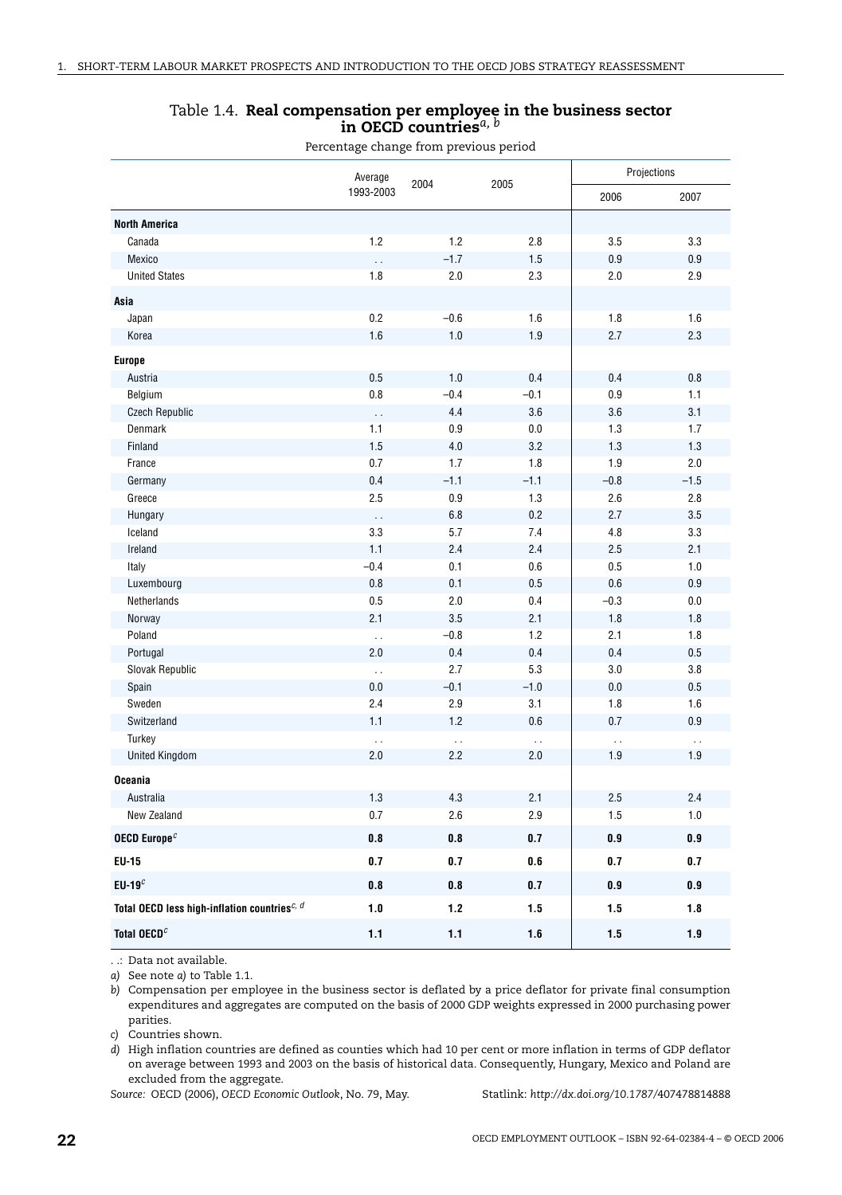## Table 1.4. **Real compensation per employee in the business sector in OECD countries**[a, b]

Percentage change from previous period

| | Average 1993-2003 | 2004 | 2005 | Projections | |
|---|---|---|---|---|---|
| | | | | 2006 | 2007 |
| **North America** | | | | | |
| Canada | 1.2 | 1.2 | 2.8 | 3.5 | 3.3 |
| Mexico | . . | –1.7 | 1.5 | 0.9 | 0.9 |
| United States | 1.8 | 2.0 | 2.3 | 2.0 | 2.9 |
| **Asia** | | | | | |
| Japan | 0.2 | –0.6 | 1.6 | 1.8 | 1.6 |
| Korea | 1.6 | 1.0 | 1.9 | 2.7 | 2.3 |
| **Europe** | | | | | |
| Austria | 0.5 | 1.0 | 0.4 | 0.4 | 0.8 |
| Belgium | 0.8 | –0.4 | –0.1 | 0.9 | 1.1 |
| Czech Republic | . . | 4.4 | 3.6 | 3.6 | 3.1 |
| Denmark | 1.1 | 0.9 | 0.0 | 1.3 | 1.7 |
| Finland | 1.5 | 4.0 | 3.2 | 1.3 | 1.3 |
| France | 0.7 | 1.7 | 1.8 | 1.9 | 2.0 |
| Germany | 0.4 | –1.1 | –1.1 | –0.8 | –1.5 |
| Greece | 2.5 | 0.9 | 1.3 | 2.6 | 2.8 |
| Hungary | . . | 6.8 | 0.2 | 2.7 | 3.5 |
| Iceland | 3.3 | 5.7 | 7.4 | 4.8 | 3.3 |
| Ireland | 1.1 | 2.4 | 2.4 | 2.5 | 2.1 |
| Italy | –0.4 | 0.1 | 0.6 | 0.5 | 1.0 |
| Luxembourg | 0.8 | 0.1 | 0.5 | 0.6 | 0.9 |
| Netherlands | 0.5 | 2.0 | 0.4 | –0.3 | 0.0 |
| Norway | 2.1 | 3.5 | 2.1 | 1.8 | 1.8 |
| Poland | . . | –0.8 | 1.2 | 2.1 | 1.8 |
| Portugal | 2.0 | 0.4 | 0.4 | 0.4 | 0.5 |
| Slovak Republic | . . | 2.7 | 5.3 | 3.0 | 3.8 |
| Spain | 0.0 | –0.1 | –1.0 | 0.0 | 0.5 |
| Sweden | 2.4 | 2.9 | 3.1 | 1.8 | 1.6 |
| Switzerland | 1.1 | 1.2 | 0.6 | 0.7 | 0.9 |
| Turkey | . . | . . | . . | . . | . . |
| United Kingdom | 2.0 | 2.2 | 2.0 | 1.9 | 1.9 |
| **Oceania** | | | | | |
| Australia | 1.3 | 4.3 | 2.1 | 2.5 | 2.4 |
| New Zealand | 0.7 | 2.6 | 2.9 | 1.5 | 1.0 |
| **OECD Europe**[c] | **0.8** | **0.8** | **0.7** | **0.9** | **0.9** |
| **EU-15** | **0.7** | **0.7** | **0.6** | **0.7** | **0.7** |
| **EU-19**[c] | **0.8** | **0.8** | **0.7** | **0.9** | **0.9** |
| **Total OECD less high-inflation countries**[c, d] | **1.0** | **1.2** | **1.5** | **1.5** | **1.8** |
| **Total OECD**[c] | **1.1** | **1.1** | **1.6** | **1.5** | **1.9** |

. .: Data not available.

*a)* See note *a)* to Table 1.1.

*b)* Compensation per employee in the business sector is deflated by a price deflator for private final consumption expenditures and aggregates are computed on the basis of 2000 GDP weights expressed in 2000 purchasing power parities.

*c)* Countries shown.

*d)* High inflation countries are defined as counties which had 10 per cent or more inflation in terms of GDP deflator on average between 1993 and 2003 on the basis of historical data. Consequently, Hungary, Mexico and Poland are excluded from the aggregate.

*Source:* OECD (2006), *OECD Economic Outlook*, No. 79, May.

Statlink: *http://dx.doi.org/10.1787/407478814888*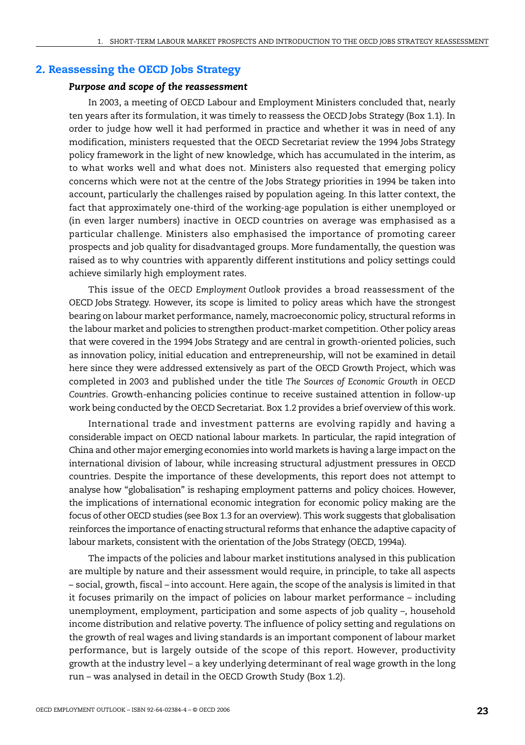## 2. Reassessing the OECD Jobs Strategy

### *Purpose and scope of the reassessment*

In 2003, a meeting of OECD Labour and Employment Ministers concluded that, nearly ten years after its formulation, it was timely to reassess the OECD Jobs Strategy (Box 1.1). In order to judge how well it had performed in practice and whether it was in need of any modification, ministers requested that the OECD Secretariat review the 1994 Jobs Strategy policy framework in the light of new knowledge, which has accumulated in the interim, as to what works well and what does not. Ministers also requested that emerging policy concerns which were not at the centre of the Jobs Strategy priorities in 1994 be taken into account, particularly the challenges raised by population ageing. In this latter context, the fact that approximately one-third of the working-age population is either unemployed or (in even larger numbers) inactive in OECD countries on average was emphasised as a particular challenge. Ministers also emphasised the importance of promoting career prospects and job quality for disadvantaged groups. More fundamentally, the question was raised as to why countries with apparently different institutions and policy settings could achieve similarly high employment rates.

This issue of the *OECD Employment Outlook* provides a broad reassessment of the OECD Jobs Strategy. However, its scope is limited to policy areas which have the strongest bearing on labour market performance, namely, macroeconomic policy, structural reforms in the labour market and policies to strengthen product-market competition. Other policy areas that were covered in the 1994 Jobs Strategy and are central in growth-oriented policies, such as innovation policy, initial education and entrepreneurship, will not be examined in detail here since they were addressed extensively as part of the OECD Growth Project, which was completed in 2003 and published under the title *The Sources of Economic Growth in OECD Countries*. Growth-enhancing policies continue to receive sustained attention in follow-up work being conducted by the OECD Secretariat. Box 1.2 provides a brief overview of this work.

International trade and investment patterns are evolving rapidly and having a considerable impact on OECD national labour markets. In particular, the rapid integration of China and other major emerging economies into world markets is having a large impact on the international division of labour, while increasing structural adjustment pressures in OECD countries. Despite the importance of these developments, this report does not attempt to analyse how "globalisation" is reshaping employment patterns and policy choices. However, the implications of international economic integration for economic policy making are the focus of other OECD studies (see Box 1.3 for an overview). This work suggests that globalisation reinforces the importance of enacting structural reforms that enhance the adaptive capacity of labour markets, consistent with the orientation of the Jobs Strategy (OECD, 1994a).

The impacts of the policies and labour market institutions analysed in this publication are multiple by nature and their assessment would require, in principle, to take all aspects – social, growth, fiscal – into account. Here again, the scope of the analysis is limited in that it focuses primarily on the impact of policies on labour market performance – including unemployment, employment, participation and some aspects of job quality –, household income distribution and relative poverty. The influence of policy setting and regulations on the growth of real wages and living standards is an important component of labour market performance, but is largely outside of the scope of this report. However, productivity growth at the industry level – a key underlying determinant of real wage growth in the long run – was analysed in detail in the OECD Growth Study (Box 1.2).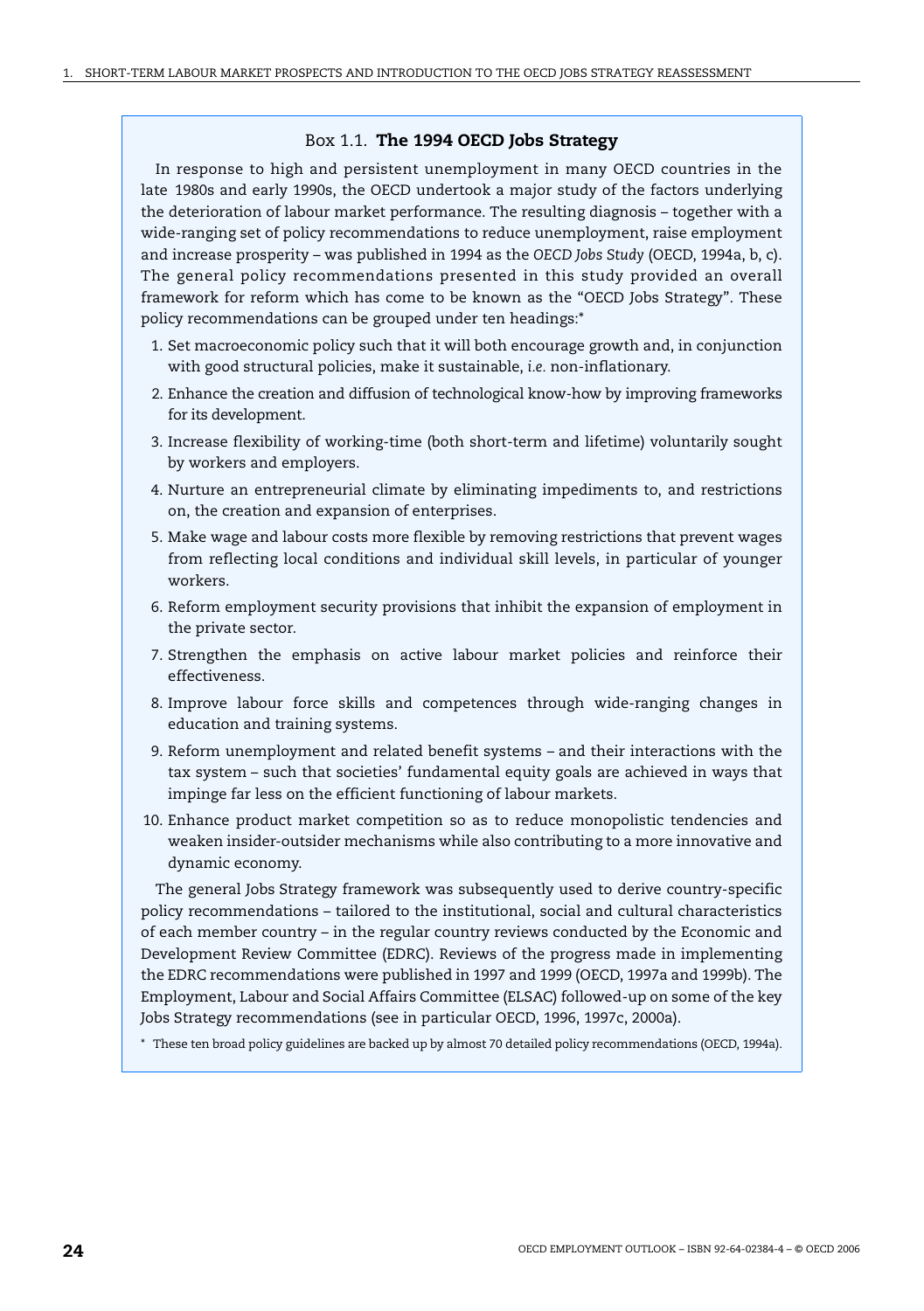### Box 1.1. **The 1994 OECD Jobs Strategy**

In response to high and persistent unemployment in many OECD countries in the late 1980s and early 1990s, the OECD undertook a major study of the factors underlying the deterioration of labour market performance. The resulting diagnosis – together with a wide-ranging set of policy recommendations to reduce unemployment, raise employment and increase prosperity – was published in 1994 as the *OECD Jobs Study* (OECD, 1994a, b, c). The general policy recommendations presented in this study provided an overall framework for reform which has come to be known as the "OECD Jobs Strategy". These policy recommendations can be grouped under ten headings:*

1. Set macroeconomic policy such that it will both encourage growth and, in conjunction with good structural policies, make it sustainable, *i.e.* non-inflationary.
2. Enhance the creation and diffusion of technological know-how by improving frameworks for its development.
3. Increase flexibility of working-time (both short-term and lifetime) voluntarily sought by workers and employers.
4. Nurture an entrepreneurial climate by eliminating impediments to, and restrictions on, the creation and expansion of enterprises.
5. Make wage and labour costs more flexible by removing restrictions that prevent wages from reflecting local conditions and individual skill levels, in particular of younger workers.
6. Reform employment security provisions that inhibit the expansion of employment in the private sector.
7. Strengthen the emphasis on active labour market policies and reinforce their effectiveness.
8. Improve labour force skills and competences through wide-ranging changes in education and training systems.
9. Reform unemployment and related benefit systems – and their interactions with the tax system – such that societies' fundamental equity goals are achieved in ways that impinge far less on the efficient functioning of labour markets.
10. Enhance product market competition so as to reduce monopolistic tendencies and weaken insider-outsider mechanisms while also contributing to a more innovative and dynamic economy.

The general Jobs Strategy framework was subsequently used to derive country-specific policy recommendations – tailored to the institutional, social and cultural characteristics of each member country – in the regular country reviews conducted by the Economic and Development Review Committee (EDRC). Reviews of the progress made in implementing the EDRC recommendations were published in 1997 and 1999 (OECD, 1997a and 1999b). The Employment, Labour and Social Affairs Committee (ELSAC) followed-up on some of the key Jobs Strategy recommendations (see in particular OECD, 1996, 1997c, 2000a).

\* These ten broad policy guidelines are backed up by almost 70 detailed policy recommendations (OECD, 1994a).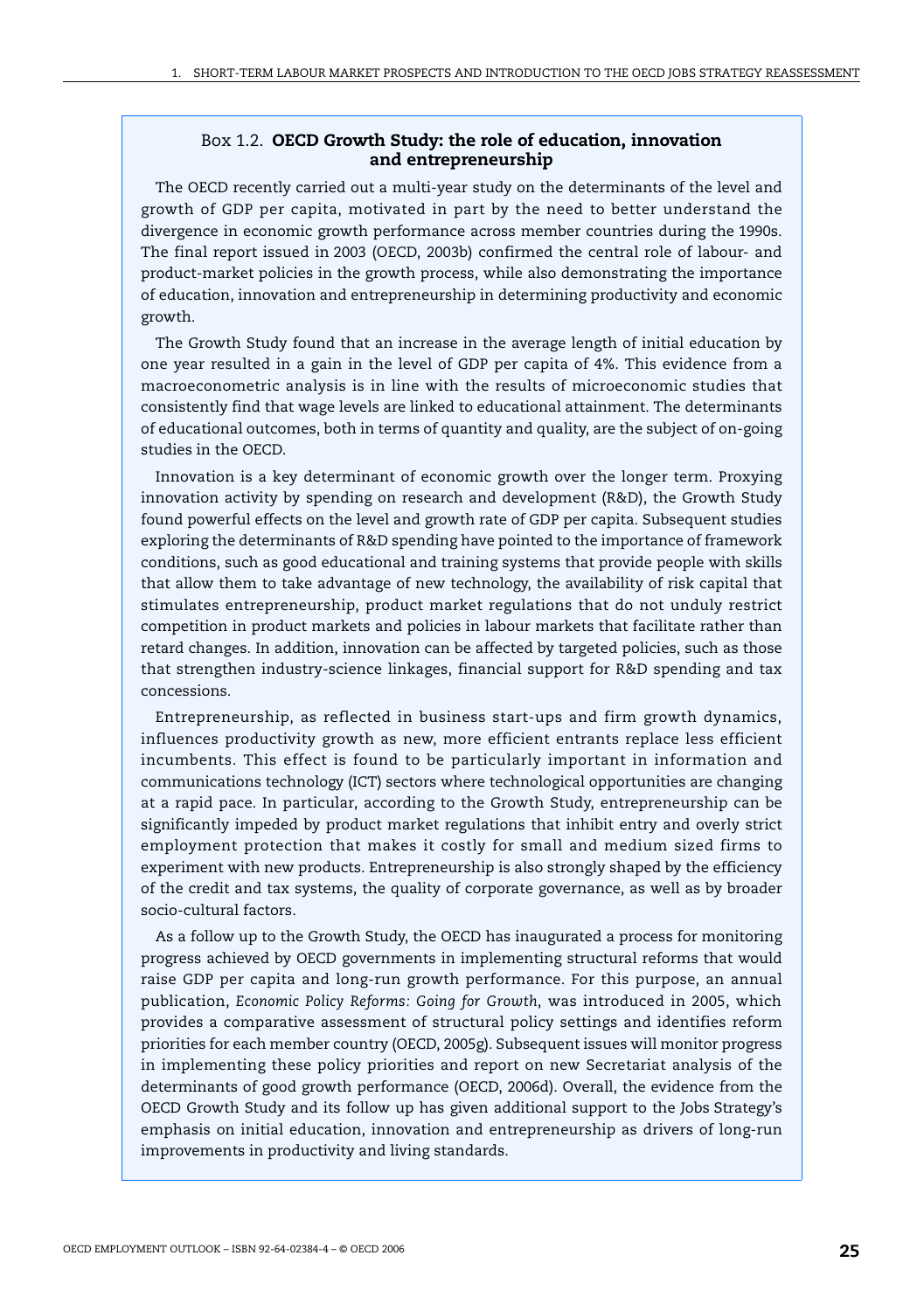### Box 1.2. **OECD Growth Study: the role of education, innovation and entrepreneurship**

The OECD recently carried out a multi-year study on the determinants of the level and growth of GDP per capita, motivated in part by the need to better understand the divergence in economic growth performance across member countries during the 1990s. The final report issued in 2003 (OECD, 2003b) confirmed the central role of labour- and product-market policies in the growth process, while also demonstrating the importance of education, innovation and entrepreneurship in determining productivity and economic growth.

The Growth Study found that an increase in the average length of initial education by one year resulted in a gain in the level of GDP per capita of 4%. This evidence from a macroeconometric analysis is in line with the results of microeconomic studies that consistently find that wage levels are linked to educational attainment. The determinants of educational outcomes, both in terms of quantity and quality, are the subject of on-going studies in the OECD.

Innovation is a key determinant of economic growth over the longer term. Proxying innovation activity by spending on research and development (R&D), the Growth Study found powerful effects on the level and growth rate of GDP per capita. Subsequent studies exploring the determinants of R&D spending have pointed to the importance of framework conditions, such as good educational and training systems that provide people with skills that allow them to take advantage of new technology, the availability of risk capital that stimulates entrepreneurship, product market regulations that do not unduly restrict competition in product markets and policies in labour markets that facilitate rather than retard changes. In addition, innovation can be affected by targeted policies, such as those that strengthen industry-science linkages, financial support for R&D spending and tax concessions.

Entrepreneurship, as reflected in business start-ups and firm growth dynamics, influences productivity growth as new, more efficient entrants replace less efficient incumbents. This effect is found to be particularly important in information and communications technology (ICT) sectors where technological opportunities are changing at a rapid pace. In particular, according to the Growth Study, entrepreneurship can be significantly impeded by product market regulations that inhibit entry and overly strict employment protection that makes it costly for small and medium sized firms to experiment with new products. Entrepreneurship is also strongly shaped by the efficiency of the credit and tax systems, the quality of corporate governance, as well as by broader socio-cultural factors.

As a follow up to the Growth Study, the OECD has inaugurated a process for monitoring progress achieved by OECD governments in implementing structural reforms that would raise GDP per capita and long-run growth performance. For this purpose, an annual publication, *Economic Policy Reforms: Going for Growth*, was introduced in 2005, which provides a comparative assessment of structural policy settings and identifies reform priorities for each member country (OECD, 2005g). Subsequent issues will monitor progress in implementing these policy priorities and report on new Secretariat analysis of the determinants of good growth performance (OECD, 2006d). Overall, the evidence from the OECD Growth Study and its follow up has given additional support to the Jobs Strategy's emphasis on initial education, innovation and entrepreneurship as drivers of long-run improvements in productivity and living standards.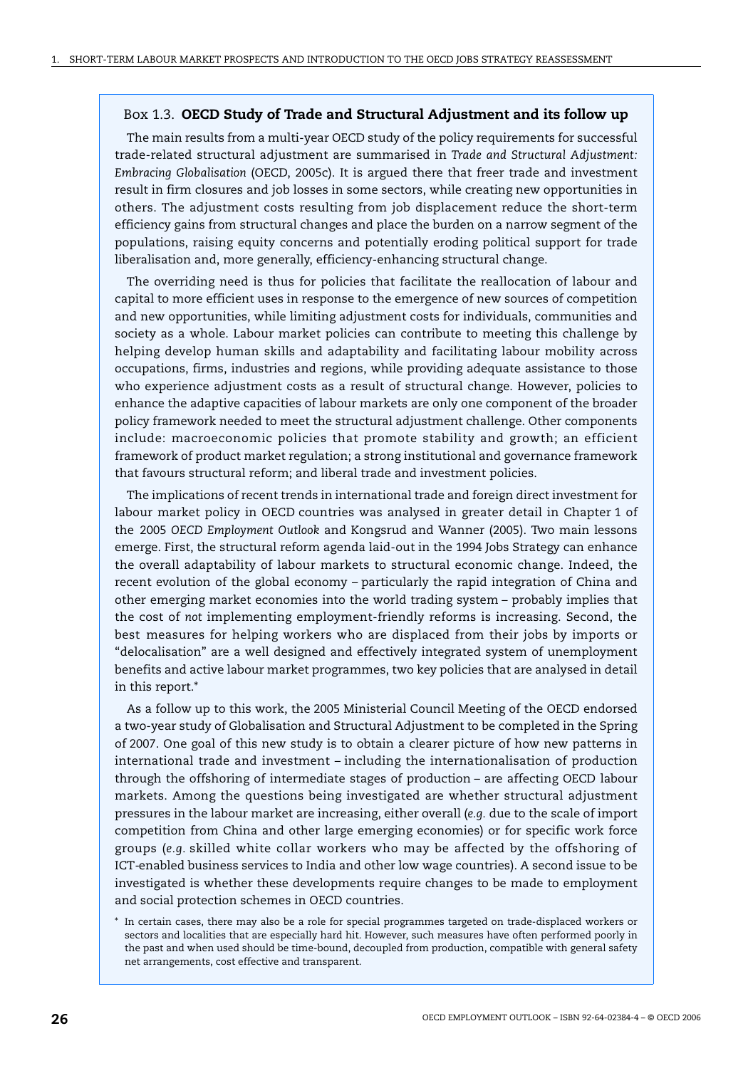## Box 1.3. **OECD Study of Trade and Structural Adjustment and its follow up**

The main results from a multi-year OECD study of the policy requirements for successful trade-related structural adjustment are summarised in *Trade and Structural Adjustment: Embracing Globalisation* (OECD, 2005c). It is argued there that freer trade and investment result in firm closures and job losses in some sectors, while creating new opportunities in others. The adjustment costs resulting from job displacement reduce the short-term efficiency gains from structural changes and place the burden on a narrow segment of the populations, raising equity concerns and potentially eroding political support for trade liberalisation and, more generally, efficiency-enhancing structural change.

The overriding need is thus for policies that facilitate the reallocation of labour and capital to more efficient uses in response to the emergence of new sources of competition and new opportunities, while limiting adjustment costs for individuals, communities and society as a whole. Labour market policies can contribute to meeting this challenge by helping develop human skills and adaptability and facilitating labour mobility across occupations, firms, industries and regions, while providing adequate assistance to those who experience adjustment costs as a result of structural change. However, policies to enhance the adaptive capacities of labour markets are only one component of the broader policy framework needed to meet the structural adjustment challenge. Other components include: macroeconomic policies that promote stability and growth; an efficient framework of product market regulation; a strong institutional and governance framework that favours structural reform; and liberal trade and investment policies.

The implications of recent trends in international trade and foreign direct investment for labour market policy in OECD countries was analysed in greater detail in Chapter 1 of the 2005 *OECD Employment Outlook* and Kongsrud and Wanner (2005). Two main lessons emerge. First, the structural reform agenda laid-out in the 1994 Jobs Strategy can enhance the overall adaptability of labour markets to structural economic change. Indeed, the recent evolution of the global economy – particularly the rapid integration of China and other emerging market economies into the world trading system – probably implies that the cost of *not* implementing employment-friendly reforms is increasing. Second, the best measures for helping workers who are displaced from their jobs by imports or "delocalisation" are a well designed and effectively integrated system of unemployment benefits and active labour market programmes, two key policies that are analysed in detail in this report.*

As a follow up to this work, the 2005 Ministerial Council Meeting of the OECD endorsed a two-year study of Globalisation and Structural Adjustment to be completed in the Spring of 2007. One goal of this new study is to obtain a clearer picture of how new patterns in international trade and investment – including the internationalisation of production through the offshoring of intermediate stages of production – are affecting OECD labour markets. Among the questions being investigated are whether structural adjustment pressures in the labour market are increasing, either overall (*e.g.* due to the scale of import competition from China and other large emerging economies) or for specific work force groups (*e.g.* skilled white collar workers who may be affected by the offshoring of ICT-enabled business services to India and other low wage countries). A second issue to be investigated is whether these developments require changes to be made to employment and social protection schemes in OECD countries.

\* In certain cases, there may also be a role for special programmes targeted on trade-displaced workers or sectors and localities that are especially hard hit. However, such measures have often performed poorly in the past and when used should be time-bound, decoupled from production, compatible with general safety net arrangements, cost effective and transparent.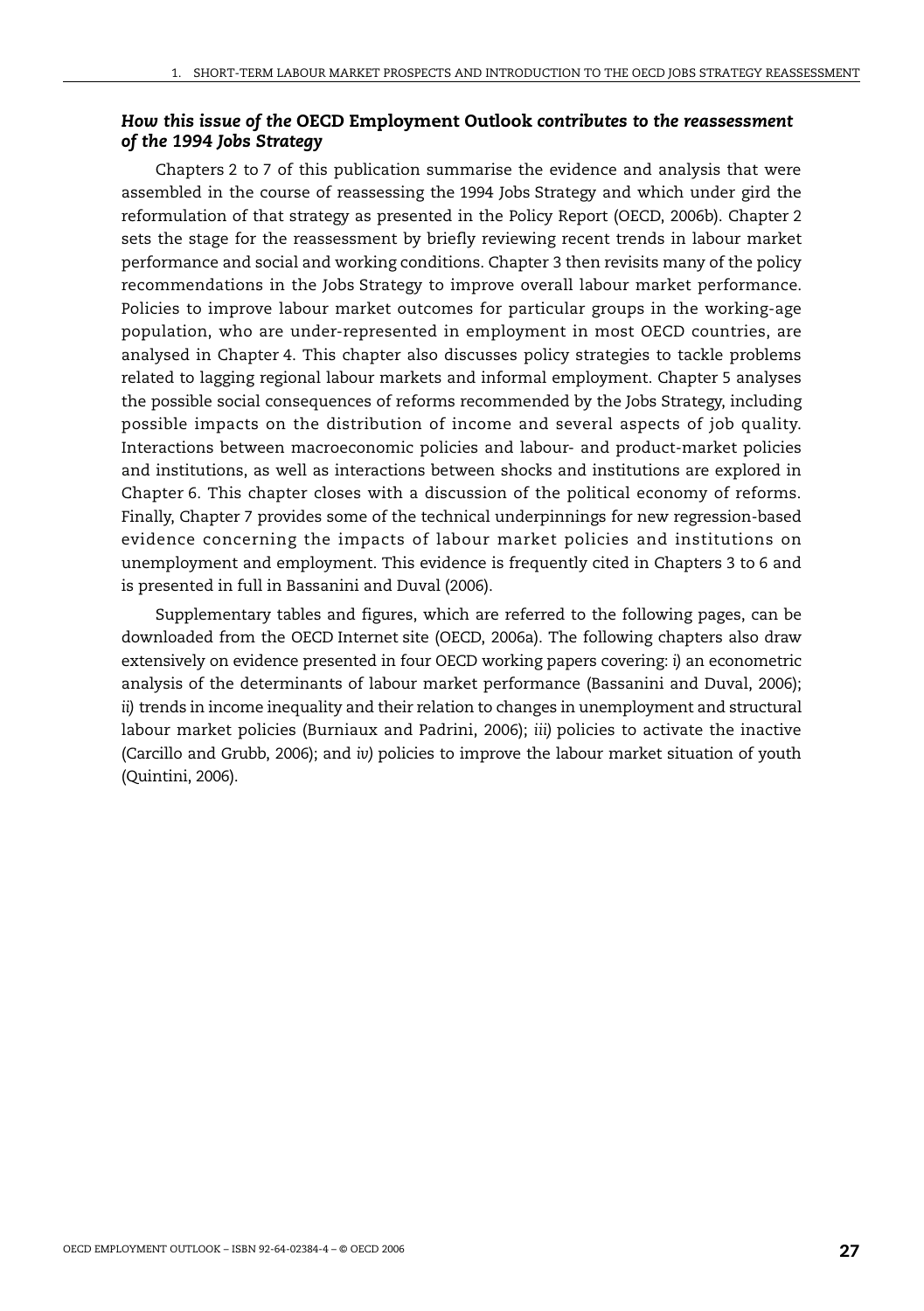### *How this issue of the* OECD Employment Outlook *contributes to the reassessment of the 1994 Jobs Strategy*

Chapters 2 to 7 of this publication summarise the evidence and analysis that were assembled in the course of reassessing the 1994 Jobs Strategy and which under gird the reformulation of that strategy as presented in the Policy Report (OECD, 2006b). Chapter 2 sets the stage for the reassessment by briefly reviewing recent trends in labour market performance and social and working conditions. Chapter 3 then revisits many of the policy recommendations in the Jobs Strategy to improve overall labour market performance. Policies to improve labour market outcomes for particular groups in the working-age population, who are under-represented in employment in most OECD countries, are analysed in Chapter 4. This chapter also discusses policy strategies to tackle problems related to lagging regional labour markets and informal employment. Chapter 5 analyses the possible social consequences of reforms recommended by the Jobs Strategy, including possible impacts on the distribution of income and several aspects of job quality. Interactions between macroeconomic policies and labour- and product-market policies and institutions, as well as interactions between shocks and institutions are explored in Chapter 6. This chapter closes with a discussion of the political economy of reforms. Finally, Chapter 7 provides some of the technical underpinnings for new regression-based evidence concerning the impacts of labour market policies and institutions on unemployment and employment. This evidence is frequently cited in Chapters 3 to 6 and is presented in full in Bassanini and Duval (2006).

Supplementary tables and figures, which are referred to the following pages, can be downloaded from the OECD Internet site (OECD, 2006a). The following chapters also draw extensively on evidence presented in four OECD working papers covering: *i)* an econometric analysis of the determinants of labour market performance (Bassanini and Duval, 2006); *ii)* trends in income inequality and their relation to changes in unemployment and structural labour market policies (Burniaux and Padrini, 2006); *iii)* policies to activate the inactive (Carcillo and Grubb, 2006); and *iv)* policies to improve the labour market situation of youth (Quintini, 2006).